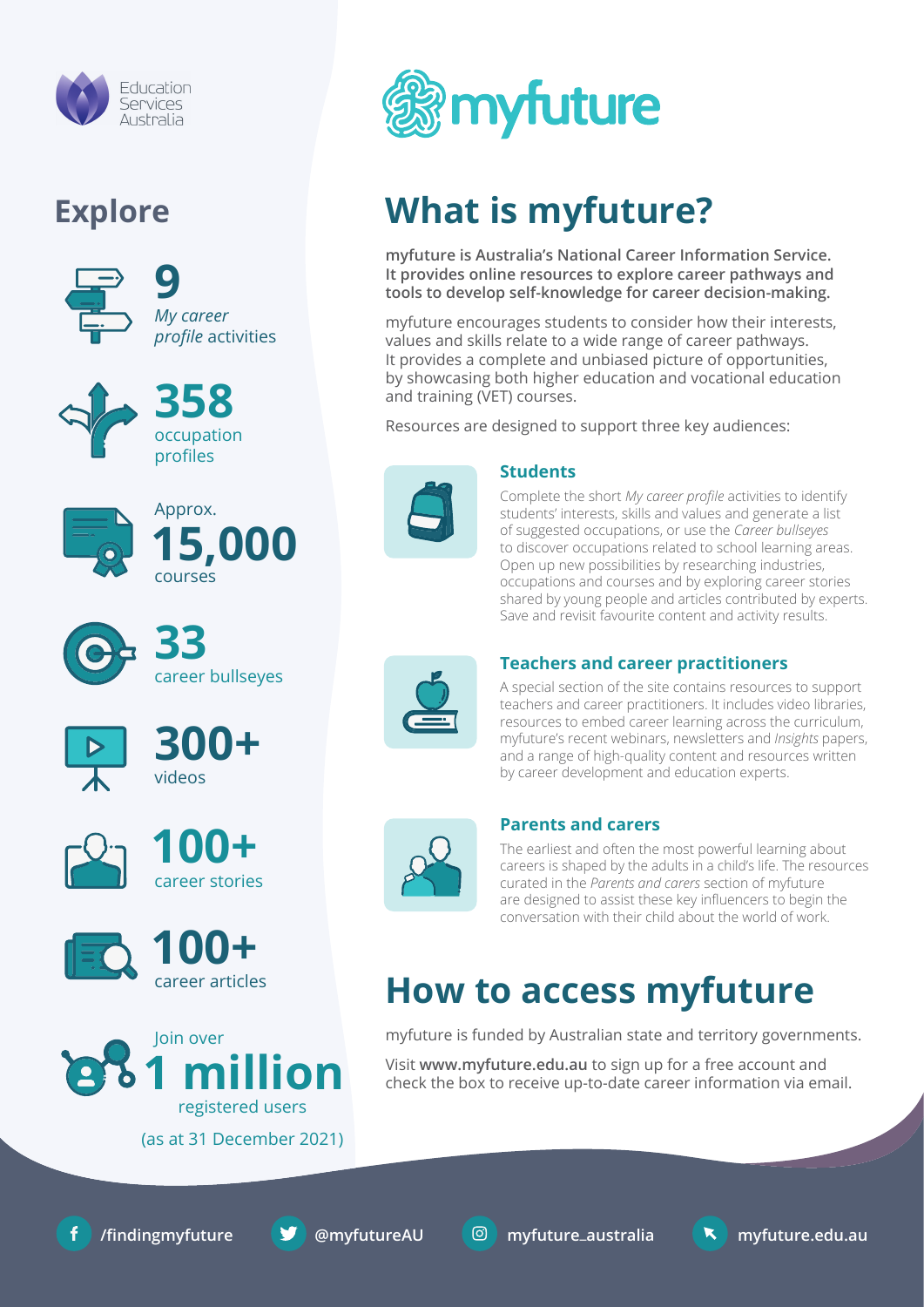Education Services Australia

# myfuture

## Explore

**9**
*My career profile* activities

**358**
occupation profiles

Approx.
**15,000**
courses

**33**
career bullseyes

**300+**
videos

**100+**
career stories

**100+**
career articles

Join over
**1 million**
registered users
(as at 31 December 2021)

## What is myfuture?

**myfuture is Australia's National Career Information Service. It provides online resources to explore career pathways and tools to develop self-knowledge for career decision-making.**

myfuture encourages students to consider how their interests, values and skills relate to a wide range of career pathways. It provides a complete and unbiased picture of opportunities, by showcasing both higher education and vocational education and training (VET) courses.

Resources are designed to support three key audiences:

### Students

Complete the short *My career profile* activities to identify students' interests, skills and values and generate a list of suggested occupations, or use the *Career bullseyes* to discover occupations related to school learning areas. Open up new possibilities by researching industries, occupations and courses and by exploring career stories shared by young people and articles contributed by experts. Save and revisit favourite content and activity results.

### Teachers and career practitioners

A special section of the site contains resources to support teachers and career practitioners. It includes video libraries, resources to embed career learning across the curriculum, myfuture's recent webinars, newsletters and *Insights* papers, and a range of high-quality content and resources written by career development and education experts.

### Parents and carers

The earliest and often the most powerful learning about careers is shaped by the adults in a child's life. The resources curated in the *Parents and carers* section of myfuture are designed to assist these key influencers to begin the conversation with their child about the world of work.

## How to access myfuture

myfuture is funded by Australian state and territory governments.

Visit **www.myfuture.edu.au** to sign up for a free account and check the box to receive up-to-date career information via email.

**/findingmyfuture** **@myfutureAU** **myfuture_australia** **myfuture.edu.au**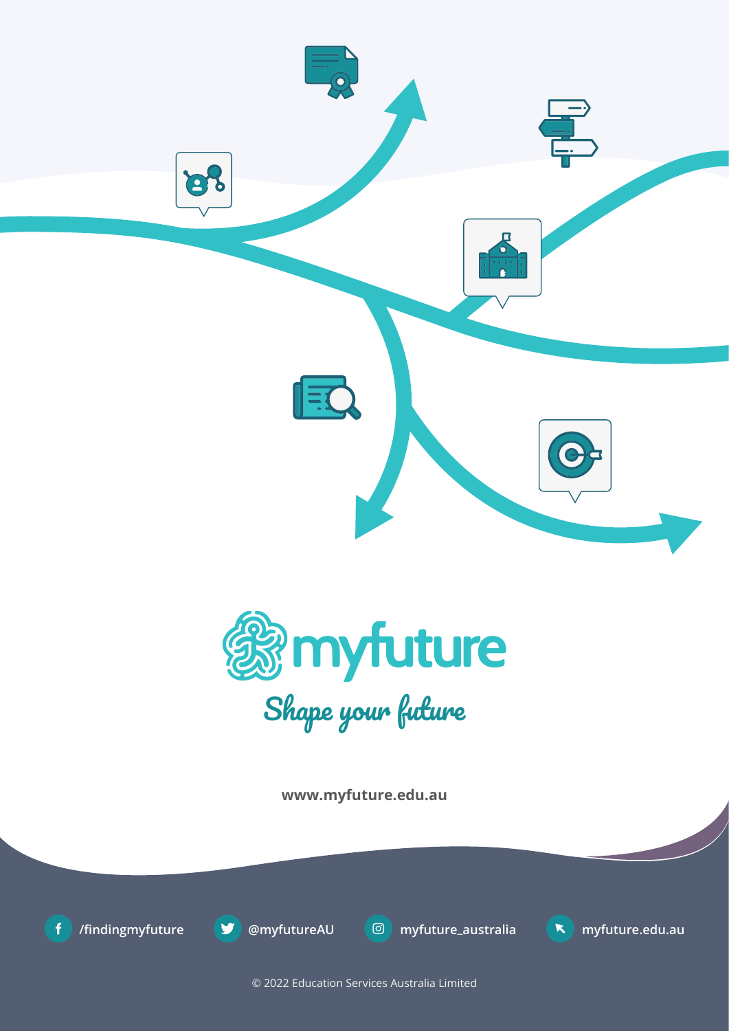myfuture

Shape your future

**www.myfuture.edu.au**

/findingmyfuture @myfutureAU myfuture_australia myfuture.edu.au

© 2022 Education Services Australia Limited